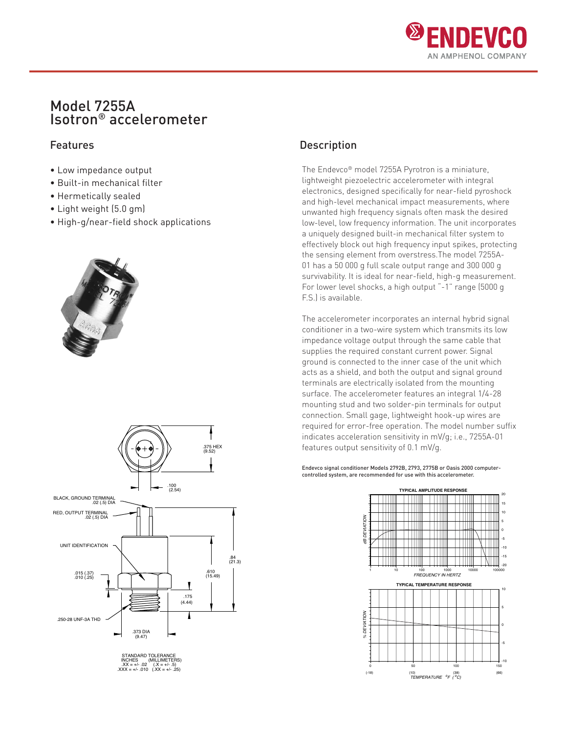# Model 7255A
# Isotron® accelerometer

## Features

- Low impedance output
- Built-in mechanical filter
- Hermetically sealed
- Light weight (5.0 gm)
- High-g/near-field shock applications

## Description

The Endevco® model 7255A Pyrotron is a miniature, lightweight piezoelectric accelerometer with integral electronics, designed specifically for near-field pyroshock and high-level mechanical impact measurements, where unwanted high frequency signals often mask the desired low-level, low frequency information. The unit incorporates a uniquely designed built-in mechanical filter system to effectively block out high frequency input spikes, protecting the sensing element from overstress.The model 7255A-01 has a 50 000 g full scale output range and 300 000 g survivability. It is ideal for near-field, high-g measurement. For lower level shocks, a high output "-1" range (5000 g F.S.) is available.

The accelerometer incorporates an internal hybrid signal conditioner in a two-wire system which transmits its low impedance voltage output through the same cable that supplies the required constant current power. Signal ground is connected to the inner case of the unit which acts as a shield, and both the output and signal ground terminals are electrically isolated from the mounting surface. The accelerometer features an integral 1/4-28 mounting stud and two solder-pin terminals for output connection. Small gage, lightweight hook-up wires are required for error-free operation. The model number suffix indicates acceleration sensitivity in mV/g; i.e., 7255A-01 features output sensitivity of 0.1 mV/g.

Endevco signal conditioner Models 2792B, 2793, 2775B or Oasis 2000 computer-controlled system, are recommended for use with this accelerometer.

BLACK, GROUND TERMINAL .02 (.5) DIA
RED, OUTPUT TERMINAL .02 (.5) DIA
UNIT IDENTIFICATION
.375 HEX (9.52)
.100 (2.54)
.84 (21.3)
.610 (15.49)
.015 (.37)
.010 (.25)
.175 (4.44)
.250-28 UNF-3A THD
.373 DIA (9.47)

STANDARD TOLERANCE
INCHES (MILLIMETERS)
.XX = +/- .02 (.X = +/- .5)
.XXX = +/- .010 (.XX = +/- .25)

TYPICAL AMPLITUDE RESPONSE
dB DEVIATION
FREQUENCY IN HERTZ

TYPICAL TEMPERATURE RESPONSE
% DEVIATION
TEMPERATURE °F (°C)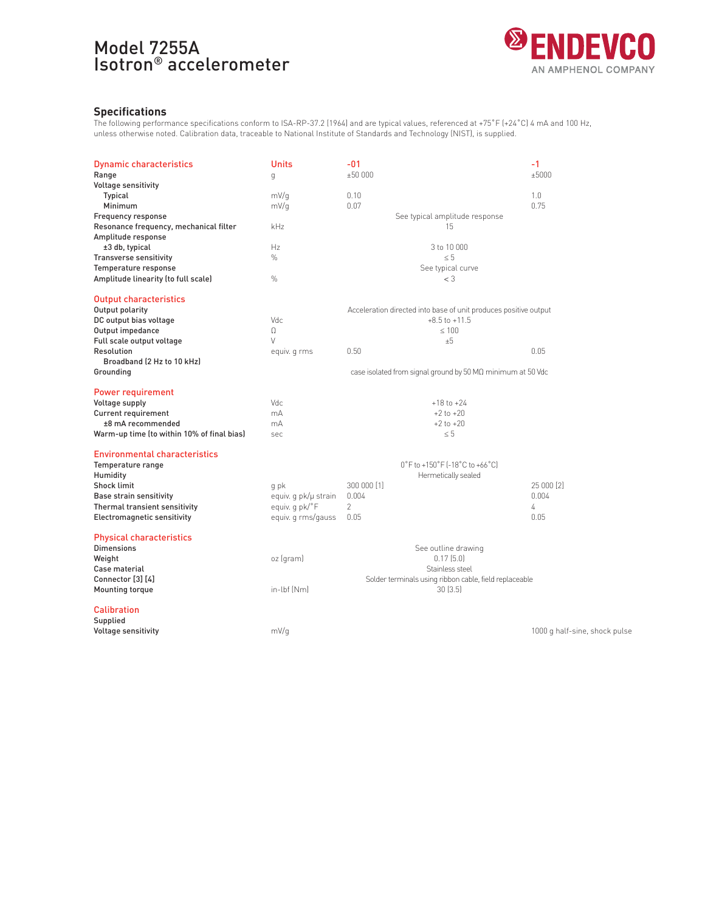# Model 7255A Isotron® accelerometer

## Specifications

The following performance specifications conform to ISA-RP-37.2 (1964) and are typical values, referenced at +75˚F (+24˚C) 4 mA and 100 Hz, unless otherwise noted. Calibration data, traceable to National Institute of Standards and Technology (NIST), is supplied.

| Dynamic characteristics | Units | -01 | -1 |
|---|---|---|---|
| Range | g | ±50 000 | ±5000 |
| Voltage sensitivity | | | |
| Typical | mV/g | 0.10 | 1.0 |
| Minimum | mV/g | 0.07 | 0.75 |
| Frequency response | | See typical amplitude response | |
| Resonance frequency, mechanical filter | kHz | 15 | |
| Amplitude response | | | |
| ±3 db, typical | Hz | 3 to 10 000 | |
| Transverse sensitivity | % | ≤ 5 | |
| Temperature response | | See typical curve | |
| Amplitude linearity (to full scale) | % | < 3 | |

| Output characteristics | Units | -01 | -1 |
|---|---|---|---|
| Output polarity | | Acceleration directed into base of unit produces positive output | |
| DC output bias voltage | Vdc | +8.5 to +11.5 | |
| Output impedance | Ω | ≤ 100 | |
| Full scale output voltage | V | ±5 | |
| Resolution | equiv. g rms | 0.50 | 0.05 |
| Broadband (2 Hz to 10 kHz) | | | |
| Grounding | | case isolated from signal ground by 50 MΩ minimum at 50 Vdc | |

| Power requirement | Units | -01 | -1 |
|---|---|---|---|
| Voltage supply | Vdc | +18 to +24 | |
| Current requirement | mA | +2 to +20 | |
| ±8 mA recommended | mA | +2 to +20 | |
| Warm-up time (to within 10% of final bias) | sec | ≤ 5 | |

| Environmental characteristics | Units | -01 | -1 |
|---|---|---|---|
| Temperature range | | 0˚F to +150˚F (-18˚C to +66˚C) | |
| Humidity | | Hermetically sealed | |
| Shock limit | g pk | 300 000 [1] | 25 000 [2] |
| Base strain sensitivity | equiv. g pk/µ strain | 0.004 | 0.004 |
| Thermal transient sensitivity | equiv. g pk/˚F | 2 | 4 |
| Electromagnetic sensitivity | equiv. g rms/gauss | 0.05 | 0.05 |

| Physical characteristics | Units | -01 | -1 |
|---|---|---|---|
| Dimensions | | See outline drawing | |
| Weight | oz (gram) | 0.17 (5.0) | |
| Case material | | Stainless steel | |
| Connector [3] [4] | | Solder terminals using ribbon cable, field replaceable | |
| Mounting torque | in-lbf (Nm) | 30 (3.5) | |

| Calibration | Units | -01 | -1 |
|---|---|---|---|
| Supplied | | | |
| Voltage sensitivity | mV/g | | 1000 g half-sine, shock pulse |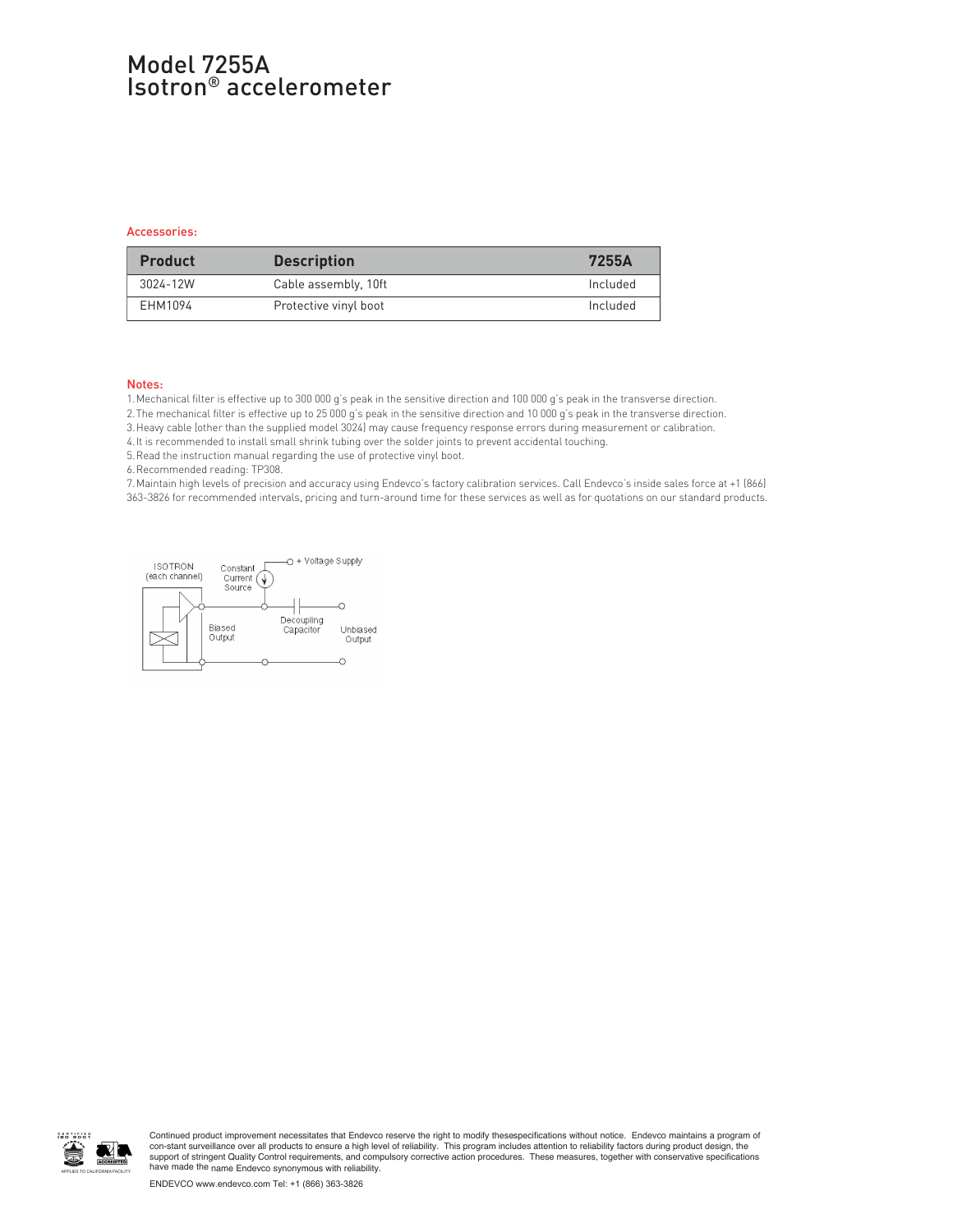# Model 7255A
# Isotron® accelerometer

**Accessories:**

| Product | Description | 7255A |
|---|---|---|
| 3024-12W | Cable assembly, 10ft | Included |
| EHM1094 | Protective vinyl boot | Included |

**Notes:**

1. Mechanical filter is effective up to 300 000 g's peak in the sensitive direction and 100 000 g's peak in the transverse direction.
2. The mechanical filter is effective up to 25 000 g's peak in the sensitive direction and 10 000 g's peak in the transverse direction.
3. Heavy cable (other than the supplied model 3024) may cause frequency response errors during measurement or calibration.
4. It is recommended to install small shrink tubing over the solder joints to prevent accidental touching.
5. Read the instruction manual regarding the use of protective vinyl boot.
6. Recommended reading: TP308.
7. Maintain high levels of precision and accuracy using Endevco's factory calibration services. Call Endevco's inside sales force at +1 (866) 363-3826 for recommended intervals, pricing and turn-around time for these services as well as for quotations on our standard products.

ISOTRON (each channel)
Constant Current Source
+ Voltage Supply
Biased Output
Decoupling Capacitor
Unbiased Output

Continued product improvement necessitates that Endevco reserve the right to modify thesespecifications without notice. Endevco maintains a program of con-stant surveillance over all products to ensure a high level of reliability. This program includes attention to reliability factors during product design, the support of stringent Quality Control requirements, and compulsory corrective action procedures. These measures, together with conservative specifications have made the name Endevco synonymous with reliability.

ENDEVCO www.endevco.com Tel: +1 (866) 363-3826